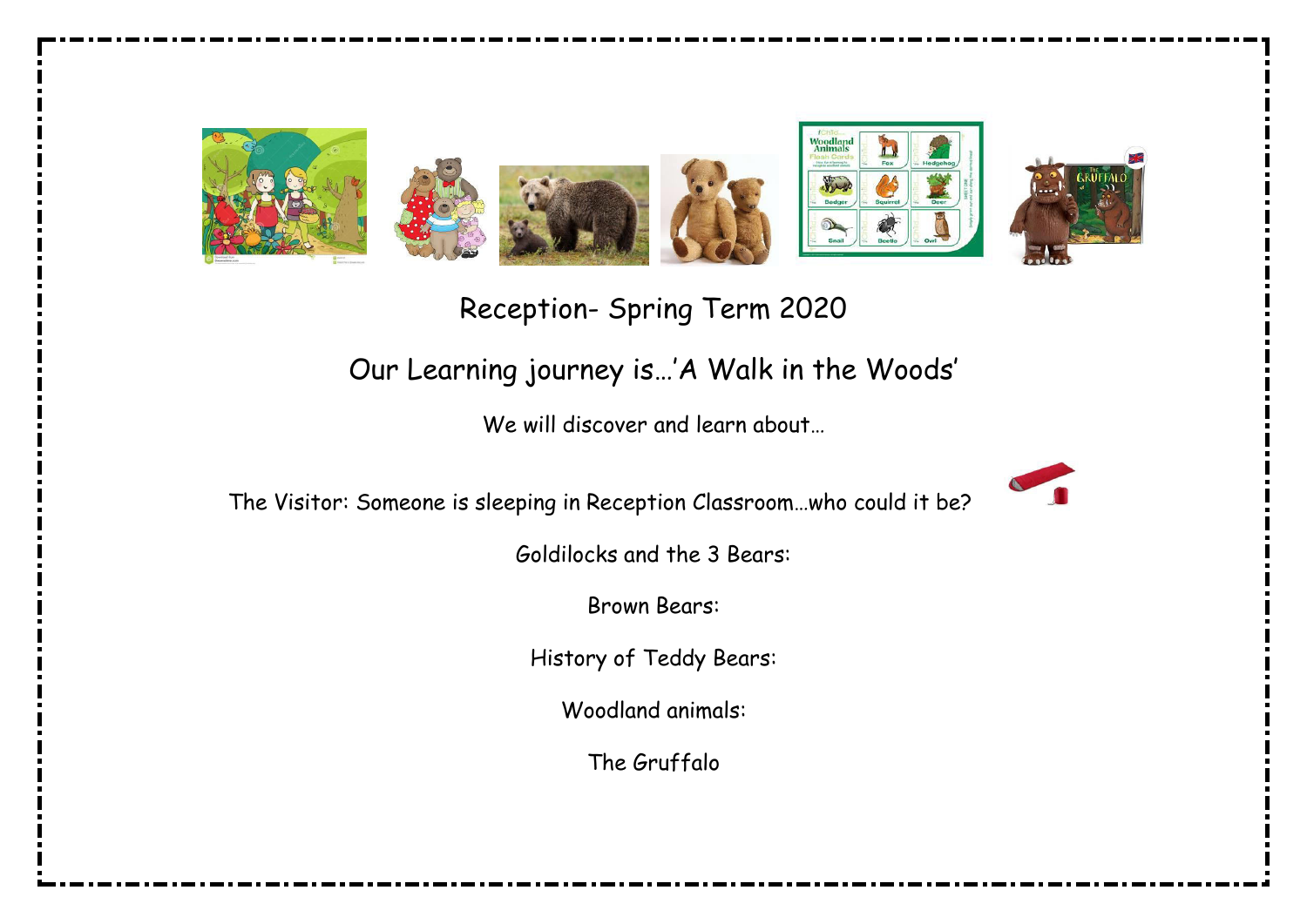# Reception- Spring Term 2020

## Our Learning journey is…'A Walk in the Woods'

We will discover and learn about…

The Visitor: Someone is sleeping in Reception Classroom…who could it be?

Goldilocks and the 3 Bears:

Brown Bears:

History of Teddy Bears:

Woodland animals:

The Gruffalo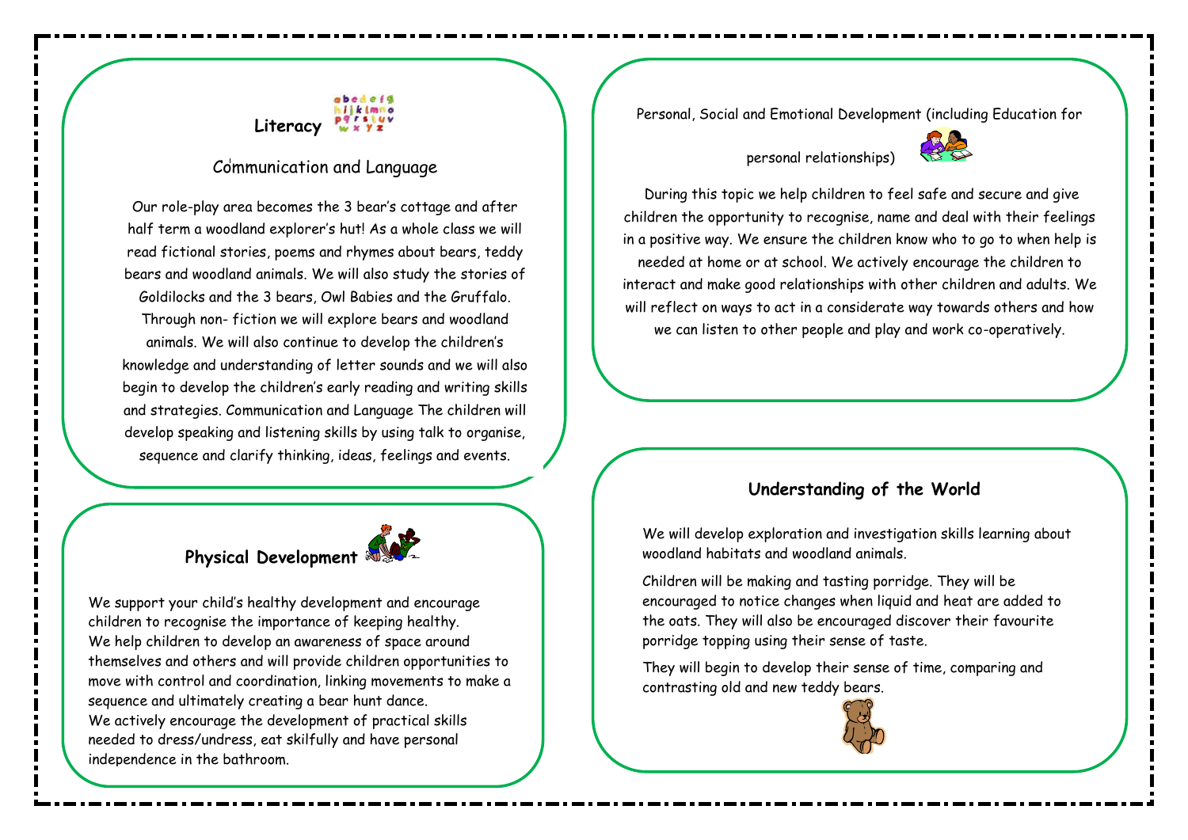## Literacy

### Communication and Language

Our role-play area becomes the 3 bear's cottage and after half term a woodland explorer's hut! As a whole class we will read fictional stories, poems and rhymes about bears, teddy bears and woodland animals. We will also study the stories of Goldilocks and the 3 bears, Owl Babies and the Gruffalo. Through non- fiction we will explore bears and woodland animals. We will also continue to develop the children's knowledge and understanding of letter sounds and we will also begin to develop the children's early reading and writing skills and strategies. Communication and Language The children will develop speaking and listening skills by using talk to organise, sequence and clarify thinking, ideas, feelings and events.

## Physical Development

We support your child's healthy development and encourage children to recognise the importance of keeping healthy. We help children to develop an awareness of space around themselves and others and will provide children opportunities to move with control and coordination, linking movements to make a sequence and ultimately creating a bear hunt dance. We actively encourage the development of practical skills needed to dress/undress, eat skilfully and have personal independence in the bathroom.

## Personal, Social and Emotional Development (including Education for personal relationships)

During this topic we help children to feel safe and secure and give children the opportunity to recognise, name and deal with their feelings in a positive way. We ensure the children know who to go to when help is needed at home or at school. We actively encourage the children to interact and make good relationships with other children and adults. We will reflect on ways to act in a considerate way towards others and how we can listen to other people and play and work co-operatively.

## Understanding of the World

We will develop exploration and investigation skills learning about woodland habitats and woodland animals.

Children will be making and tasting porridge. They will be encouraged to notice changes when liquid and heat are added to the oats. They will also be encouraged discover their favourite porridge topping using their sense of taste.

They will begin to develop their sense of time, comparing and contrasting old and new teddy bears.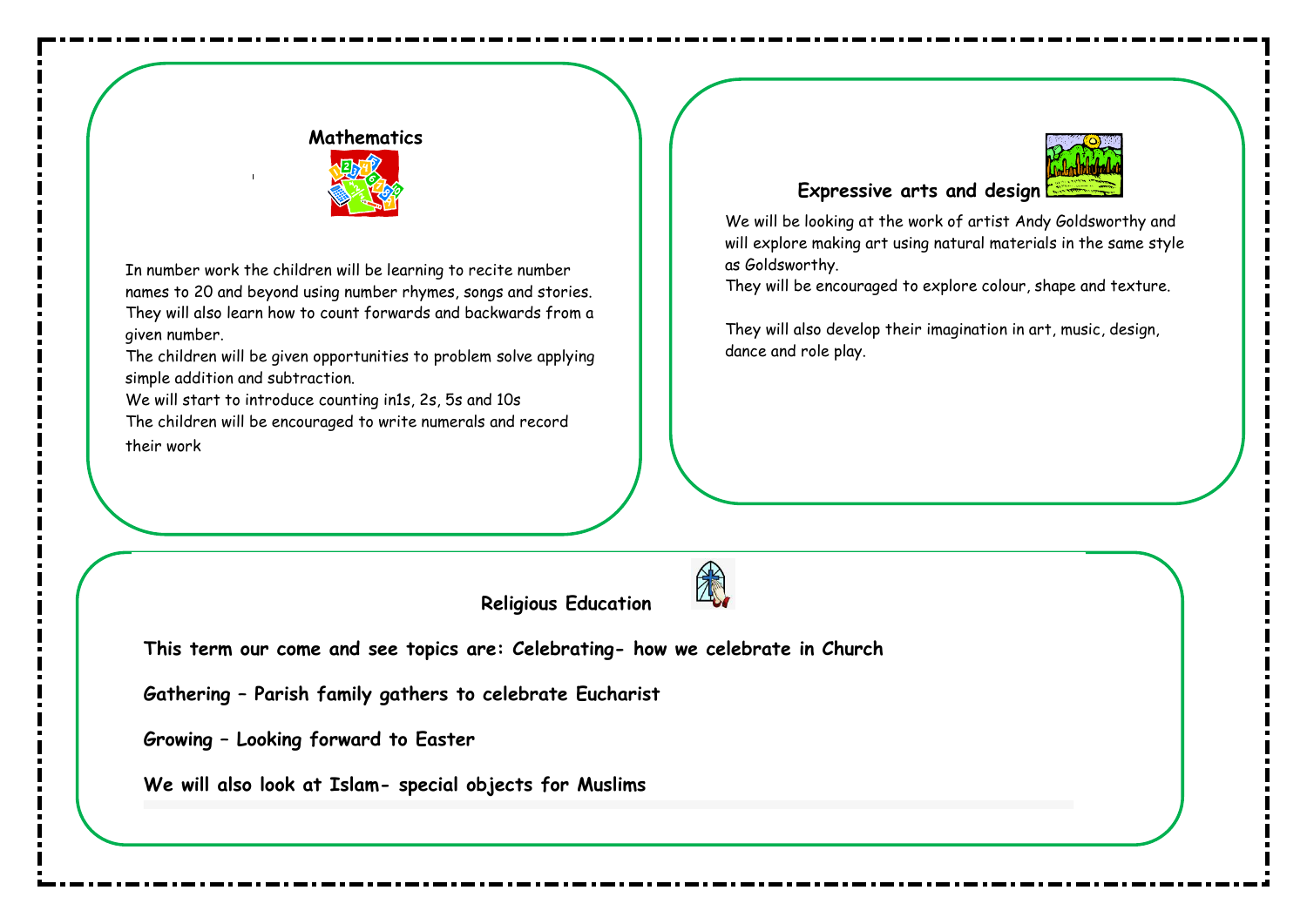## Mathematics

In number work the children will be learning to recite number names to 20 and beyond using number rhymes, songs and stories. They will also learn how to count forwards and backwards from a given number.

The children will be given opportunities to problem solve applying simple addition and subtraction.

We will start to introduce counting in1s, 2s, 5s and 10s

The children will be encouraged to write numerals and record their work

## Expressive arts and design

We will be looking at the work of artist Andy Goldsworthy and will explore making art using natural materials in the same style as Goldsworthy.

They will be encouraged to explore colour, shape and texture.

They will also develop their imagination in art, music, design, dance and role play.

## Religious Education

**This term our come and see topics are: Celebrating- how we celebrate in Church**

**Gathering – Parish family gathers to celebrate Eucharist**

**Growing – Looking forward to Easter**

**We will also look at Islam- special objects for Muslims**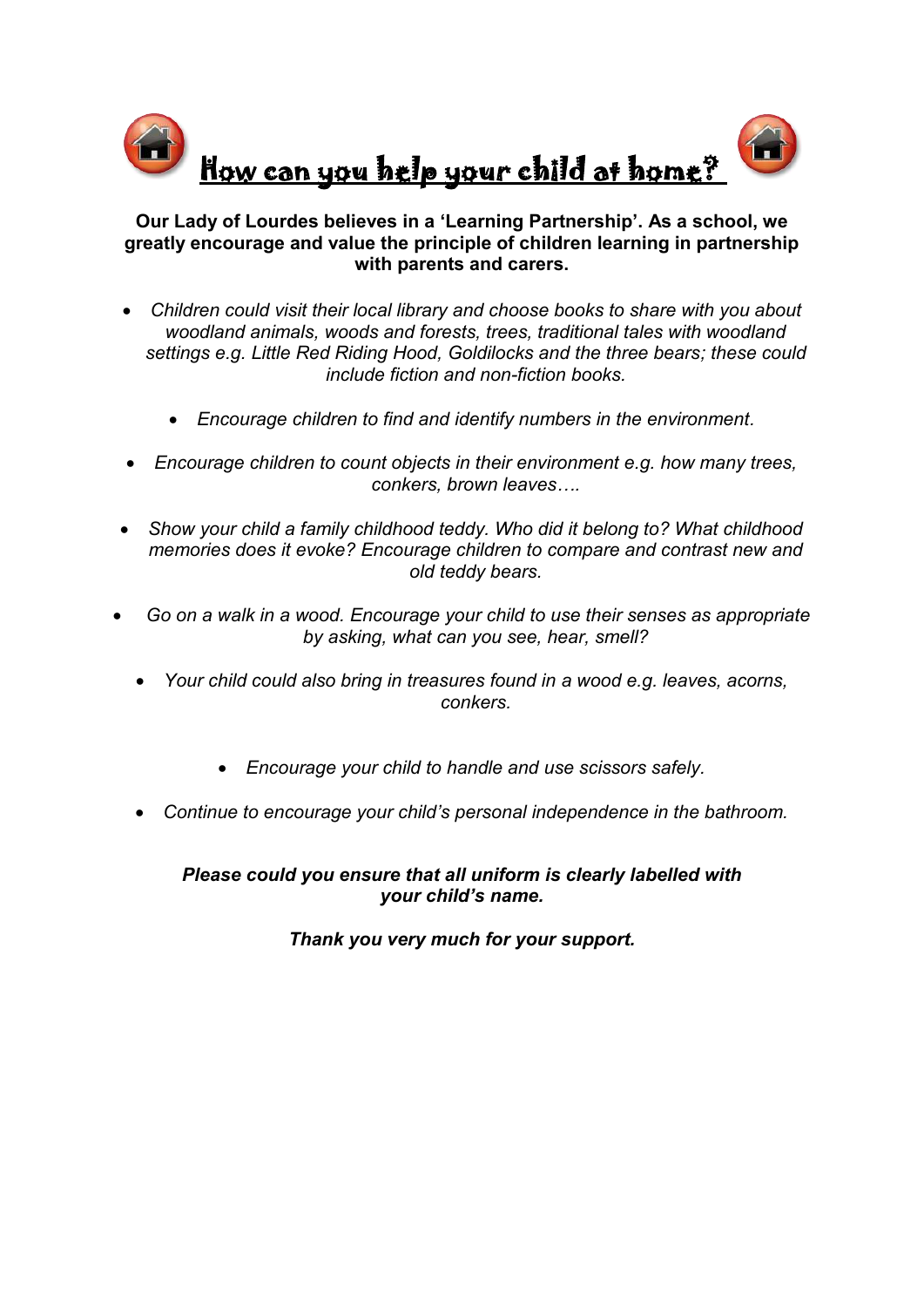# How can you help your child at home?

**Our Lady of Lourdes believes in a 'Learning Partnership'. As a school, we greatly encourage and value the principle of children learning in partnership with parents and carers.**

- *Children could visit their local library and choose books to share with you about woodland animals, woods and forests, trees, traditional tales with woodland settings e.g. Little Red Riding Hood, Goldilocks and the three bears; these could include fiction and non-fiction books.*
- *Encourage children to find and identify numbers in the environment.*
- *Encourage children to count objects in their environment e.g. how many trees, conkers, brown leaves….*
- *Show your child a family childhood teddy. Who did it belong to? What childhood memories does it evoke? Encourage children to compare and contrast new and old teddy bears.*
- *Go on a walk in a wood. Encourage your child to use their senses as appropriate by asking, what can you see, hear, smell?*
- *Your child could also bring in treasures found in a wood e.g. leaves, acorns, conkers.*
- *Encourage your child to handle and use scissors safely.*
- *Continue to encourage your child's personal independence in the bathroom.*

***Please could you ensure that all uniform is clearly labelled with your child's name.***

***Thank you very much for your support.***